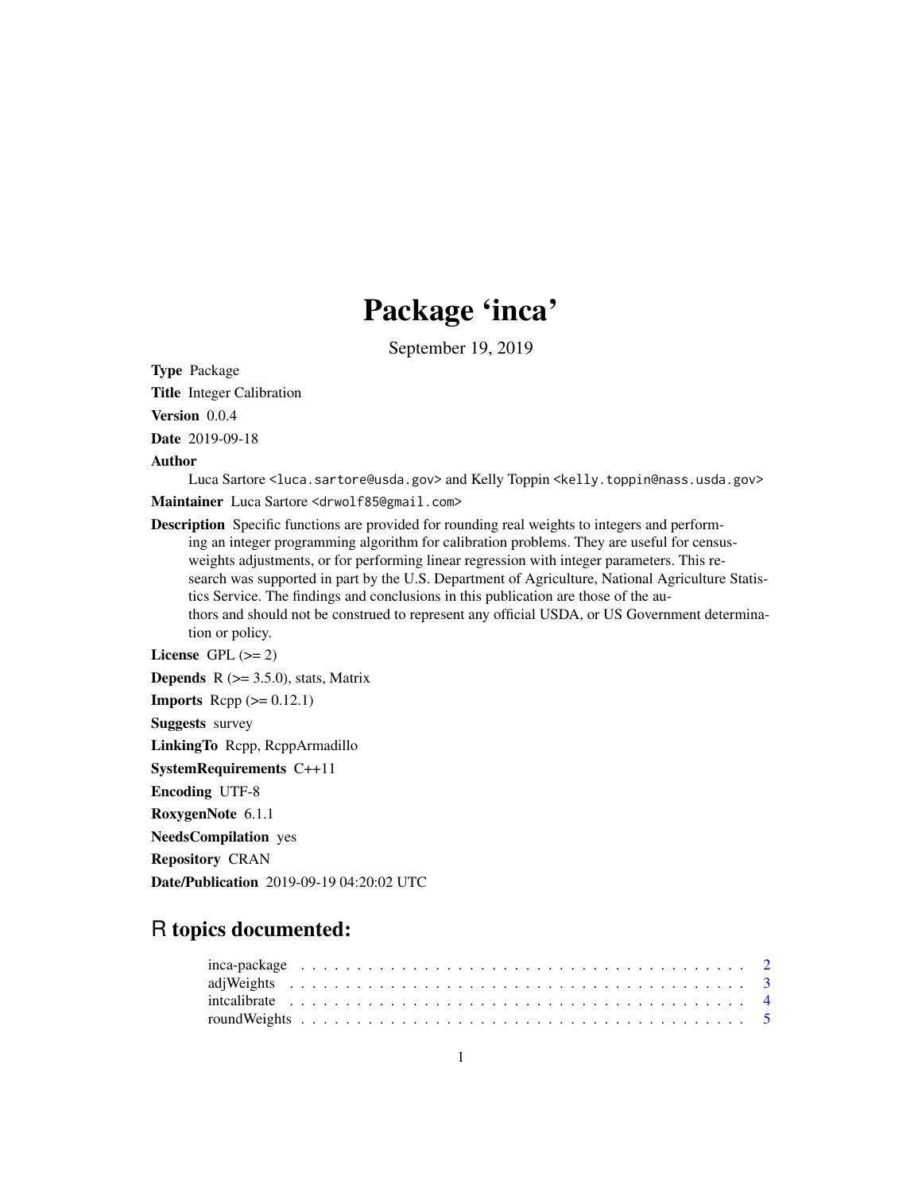# Package 'inca'

September 19, 2019

**Type** Package

**Title** Integer Calibration

**Version** 0.0.4

**Date** 2019-09-18

**Author** Luca Sartore <luca.sartore@usda.gov> and Kelly Toppin <kelly.toppin@nass.usda.gov>

**Maintainer** Luca Sartore <drwolf85@gmail.com>

**Description** Specific functions are provided for rounding real weights to integers and performing an integer programming algorithm for calibration problems. They are useful for census-weights adjustments, or for performing linear regression with integer parameters. This research was supported in part by the U.S. Department of Agriculture, National Agriculture Statistics Service. The findings and conclusions in this publication are those of the authors and should not be construed to represent any official USDA, or US Government determination or policy.

**License** GPL (>= 2)

**Depends** R (>= 3.5.0), stats, Matrix

**Imports** Rcpp (>= 0.12.1)

**Suggests** survey

**LinkingTo** Rcpp, RcppArmadillo

**SystemRequirements** C++11

**Encoding** UTF-8

**RoxygenNote** 6.1.1

**NeedsCompilation** yes

**Repository** CRAN

**Date/Publication** 2019-09-19 04:20:02 UTC

## R topics documented:

| | |
|---|---|
| inca-package | 2 |
| adjWeights | 3 |
| intcalibrate | 4 |
| roundWeights | 5 |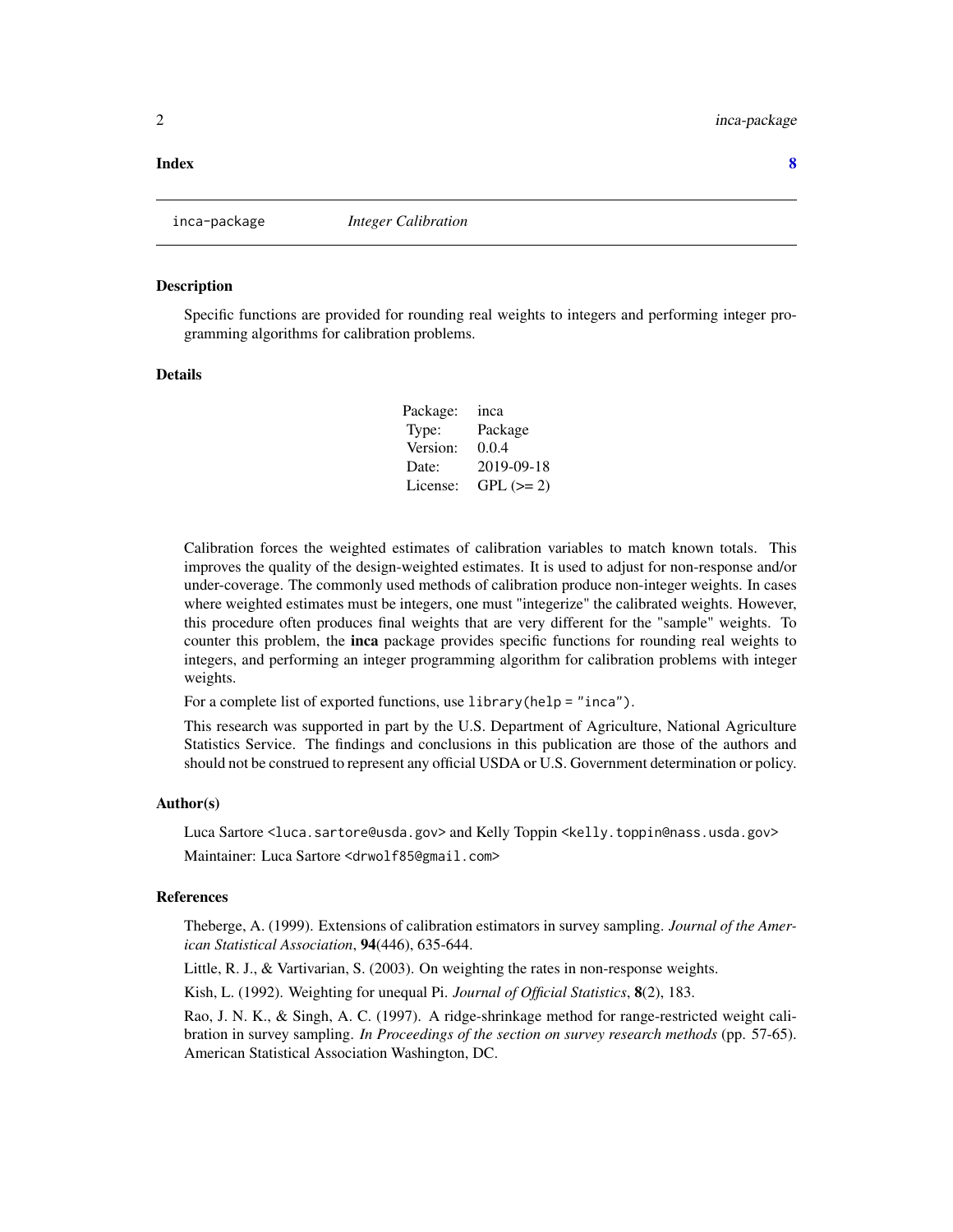**Index** **8**

---

inca-package *Integer Calibration*

---

## Description

Specific functions are provided for rounding real weights to integers and performing integer programming algorithms for calibration problems.

## Details

| | |
|---|---|
| Package: | inca |
| Type: | Package |
| Version: | 0.0.4 |
| Date: | 2019-09-18 |
| License: | GPL (>= 2) |

Calibration forces the weighted estimates of calibration variables to match known totals. This improves the quality of the design-weighted estimates. It is used to adjust for non-response and/or under-coverage. The commonly used methods of calibration produce non-integer weights. In cases where weighted estimates must be integers, one must "integerize" the calibrated weights. However, this procedure often produces final weights that are very different for the "sample" weights. To counter this problem, the **inca** package provides specific functions for rounding real weights to integers, and performing an integer programming algorithm for calibration problems with integer weights.

For a complete list of exported functions, use `library(help = "inca")`.

This research was supported in part by the U.S. Department of Agriculture, National Agriculture Statistics Service. The findings and conclusions in this publication are those of the authors and should not be construed to represent any official USDA or U.S. Government determination or policy.

## Author(s)

Luca Sartore <luca.sartore@usda.gov> and Kelly Toppin <kelly.toppin@nass.usda.gov>

Maintainer: Luca Sartore <drwolf85@gmail.com>

## References

Theberge, A. (1999). Extensions of calibration estimators in survey sampling. *Journal of the American Statistical Association*, **94**(446), 635-644.

Little, R. J., & Vartivarian, S. (2003). On weighting the rates in non-response weights.

Kish, L. (1992). Weighting for unequal Pi. *Journal of Official Statistics*, **8**(2), 183.

Rao, J. N. K., & Singh, A. C. (1997). A ridge-shrinkage method for range-restricted weight calibration in survey sampling. *In Proceedings of the section on survey research methods* (pp. 57-65). American Statistical Association Washington, DC.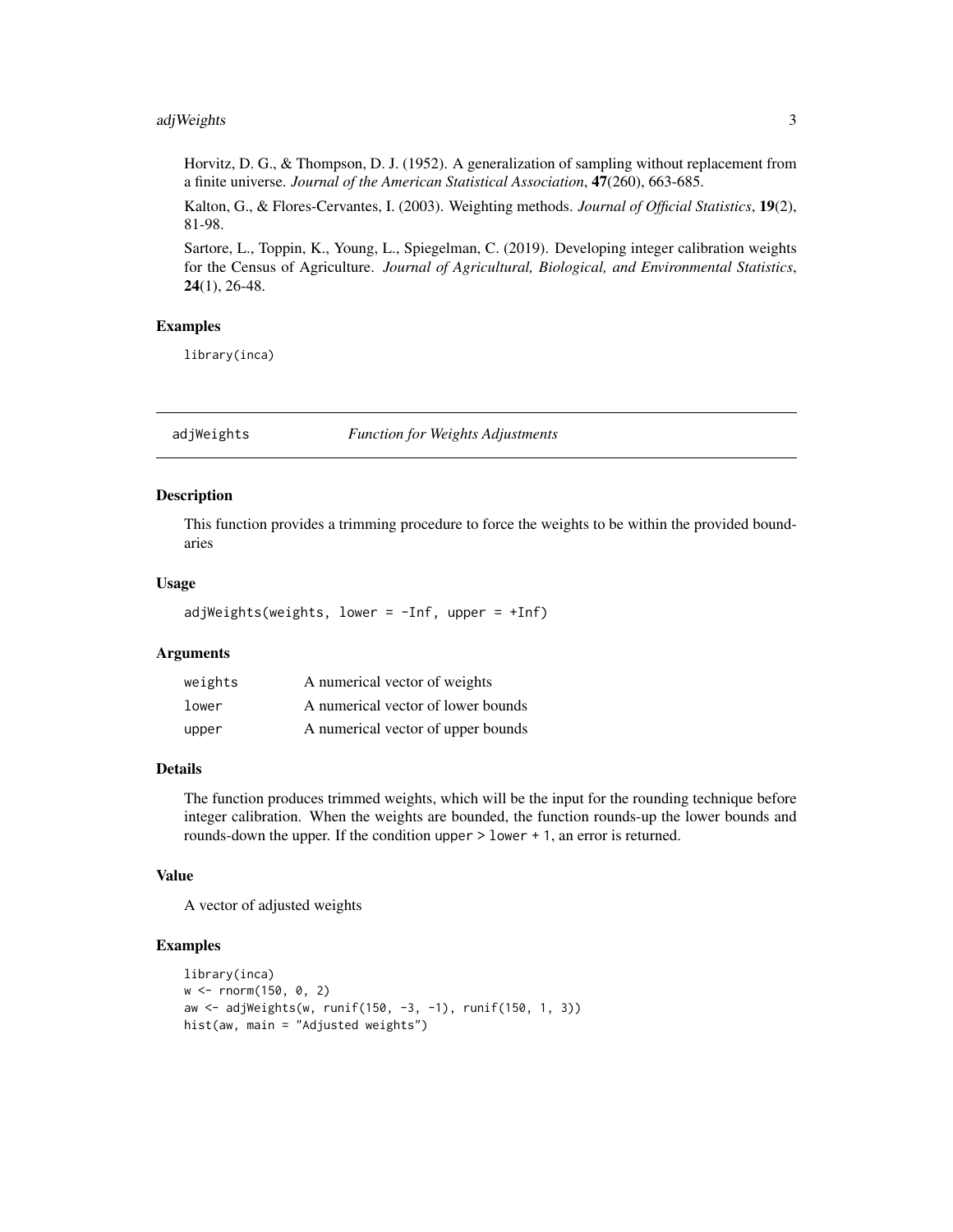Horvitz, D. G., & Thompson, D. J. (1952). A generalization of sampling without replacement from a finite universe. *Journal of the American Statistical Association*, **47**(260), 663-685.

Kalton, G., & Flores-Cervantes, I. (2003). Weighting methods. *Journal of Official Statistics*, **19**(2), 81-98.

Sartore, L., Toppin, K., Young, L., Spiegelman, C. (2019). Developing integer calibration weights for the Census of Agriculture. *Journal of Agricultural, Biological, and Environmental Statistics*, **24**(1), 26-48.

### Examples

```
library(inca)
```

---

## adjWeights — *Function for Weights Adjustments*

---

### Description

This function provides a trimming procedure to force the weights to be within the provided boundaries

### Usage

```
adjWeights(weights, lower = -Inf, upper = +Inf)
```

### Arguments

| | |
|---|---|
| weights | A numerical vector of weights |
| lower | A numerical vector of lower bounds |
| upper | A numerical vector of upper bounds |

### Details

The function produces trimmed weights, which will be the input for the rounding technique before integer calibration. When the weights are bounded, the function rounds-up the lower bounds and rounds-down the upper. If the condition `upper > lower + 1`, an error is returned.

### Value

A vector of adjusted weights

### Examples

```
library(inca)
w <- rnorm(150, 0, 2)
aw <- adjWeights(w, runif(150, -3, -1), runif(150, 1, 3))
hist(aw, main = "Adjusted weights")
```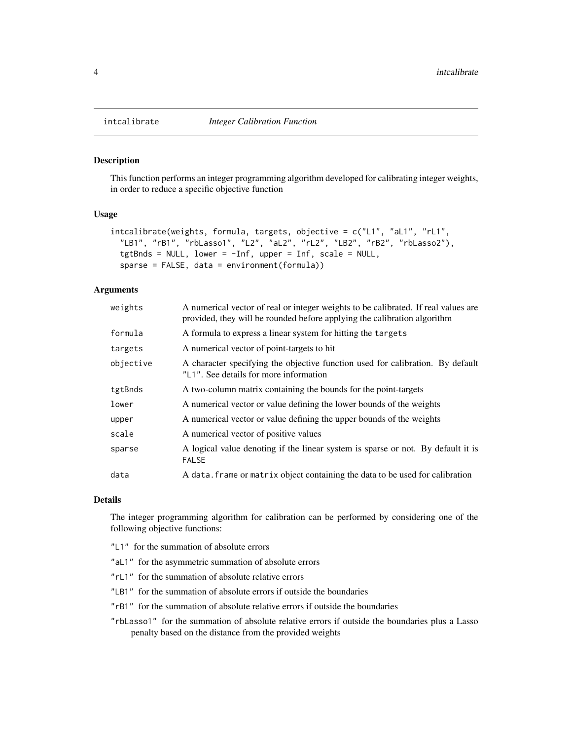## intcalibrate *Integer Calibration Function*

### Description

This function performs an integer programming algorithm developed for calibrating integer weights, in order to reduce a specific objective function

### Usage

```
intcalibrate(weights, formula, targets, objective = c("L1", "aL1", "rL1",
  "LB1", "rB1", "rbLasso1", "L2", "aL2", "rL2", "LB2", "rB2", "rbLasso2"),
  tgtBnds = NULL, lower = -Inf, upper = Inf, scale = NULL,
  sparse = FALSE, data = environment(formula))
```

### Arguments

| | |
|---|---|
| `weights` | A numerical vector of real or integer weights to be calibrated. If real values are provided, they will be rounded before applying the calibration algorithm |
| `formula` | A formula to express a linear system for hitting the `targets` |
| `targets` | A numerical vector of point-targets to hit |
| `objective` | A character specifying the objective function used for calibration. By default `"L1"`. See details for more information |
| `tgtBnds` | A two-column matrix containing the bounds for the point-targets |
| `lower` | A numerical vector or value defining the lower bounds of the weights |
| `upper` | A numerical vector or value defining the upper bounds of the weights |
| `scale` | A numerical vector of positive values |
| `sparse` | A logical value denoting if the linear system is sparse or not. By default it is `FALSE` |
| `data` | A `data.frame` or `matrix` object containing the data to be used for calibration |

### Details

The integer programming algorithm for calibration can be performed by considering one of the following objective functions:

- `"L1"` for the summation of absolute errors
- `"aL1"` for the asymmetric summation of absolute errors
- `"rL1"` for the summation of absolute relative errors
- `"LB1"` for the summation of absolute errors if outside the boundaries
- `"rB1"` for the summation of absolute relative errors if outside the boundaries
- `"rbLasso1"` for the summation of absolute relative errors if outside the boundaries plus a Lasso penalty based on the distance from the provided weights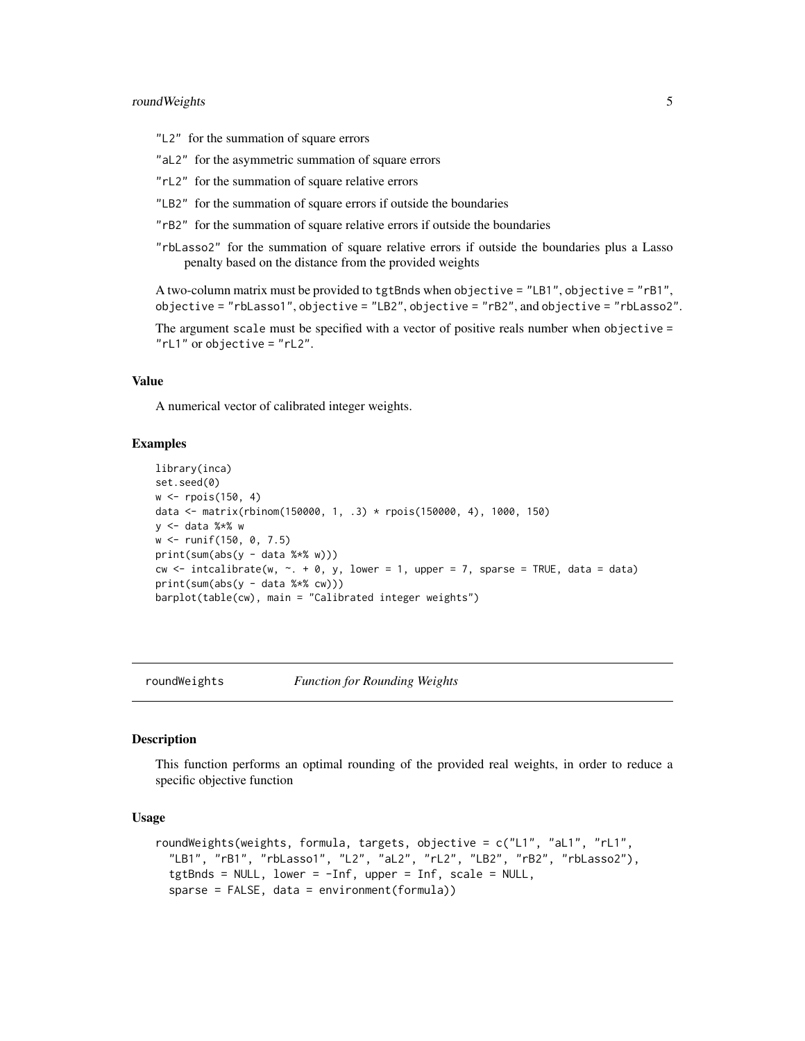- "L2" for the summation of square errors
- "aL2" for the asymmetric summation of square errors
- "rL2" for the summation of square relative errors
- "LB2" for the summation of square errors if outside the boundaries
- "rB2" for the summation of square relative errors if outside the boundaries
- "rbLasso2" for the summation of square relative errors if outside the boundaries plus a Lasso penalty based on the distance from the provided weights

A two-column matrix must be provided to `tgtBnds` when `objective = "LB1"`, `objective = "rB1"`, `objective = "rbLasso1"`, `objective = "LB2"`, `objective = "rB2"`, and `objective = "rbLasso2"`.

The argument `scale` must be specified with a vector of positive reals number when `objective = "rL1"` or `objective = "rL2"`.

### Value

A numerical vector of calibrated integer weights.

### Examples

```
library(inca)
set.seed(0)
w <- rpois(150, 4)
data <- matrix(rbinom(150000, 1, .3) * rpois(150000, 4), 1000, 150)
y <- data %*% w
w <- runif(150, 0, 7.5)
print(sum(abs(y - data %*% w)))
cw <- intcalibrate(w, ~. + 0, y, lower = 1, upper = 7, sparse = TRUE, data = data)
print(sum(abs(y - data %*% cw)))
barplot(table(cw), main = "Calibrated integer weights")
```

---

## roundWeights *Function for Rounding Weights*

### Description

This function performs an optimal rounding of the provided real weights, in order to reduce a specific objective function

### Usage

```
roundWeights(weights, formula, targets, objective = c("L1", "aL1", "rL1",
  "LB1", "rB1", "rbLasso1", "L2", "aL2", "rL2", "LB2", "rB2", "rbLasso2"),
  tgtBnds = NULL, lower = -Inf, upper = Inf, scale = NULL,
  sparse = FALSE, data = environment(formula))
```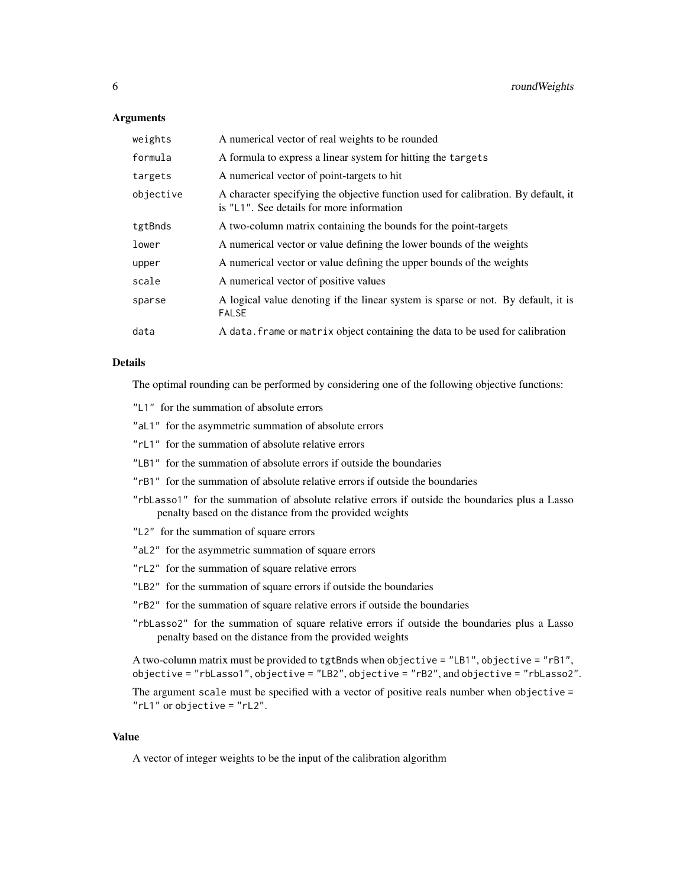### Arguments

| | |
|---|---|
| `weights` | A numerical vector of real weights to be rounded |
| `formula` | A formula to express a linear system for hitting the `targets` |
| `targets` | A numerical vector of point-targets to hit |
| `objective` | A character specifying the objective function used for calibration. By default, it is "L1". See details for more information |
| `tgtBnds` | A two-column matrix containing the bounds for the point-targets |
| `lower` | A numerical vector or value defining the lower bounds of the weights |
| `upper` | A numerical vector or value defining the upper bounds of the weights |
| `scale` | A numerical vector of positive values |
| `sparse` | A logical value denoting if the linear system is sparse or not. By default, it is `FALSE` |
| `data` | A `data.frame` or `matrix` object containing the data to be used for calibration |

### Details

The optimal rounding can be performed by considering one of the following objective functions:

- `"L1"` for the summation of absolute errors
- `"aL1"` for the asymmetric summation of absolute errors
- `"rL1"` for the summation of absolute relative errors
- `"LB1"` for the summation of absolute errors if outside the boundaries
- `"rB1"` for the summation of absolute relative errors if outside the boundaries
- `"rbLasso1"` for the summation of absolute relative errors if outside the boundaries plus a Lasso penalty based on the distance from the provided weights
- `"L2"` for the summation of square errors
- `"aL2"` for the asymmetric summation of square errors
- `"rL2"` for the summation of square relative errors
- `"LB2"` for the summation of square errors if outside the boundaries
- `"rB2"` for the summation of square relative errors if outside the boundaries
- `"rbLasso2"` for the summation of square relative errors if outside the boundaries plus a Lasso penalty based on the distance from the provided weights

A two-column matrix must be provided to `tgtBnds` when `objective = "LB1"`, `objective = "rB1"`, `objective = "rbLasso1"`, `objective = "LB2"`, `objective = "rB2"`, and `objective = "rbLasso2"`.

The argument `scale` must be specified with a vector of positive reals number when `objective = "rL1"` or `objective = "rL2"`.

### Value

A vector of integer weights to be the input of the calibration algorithm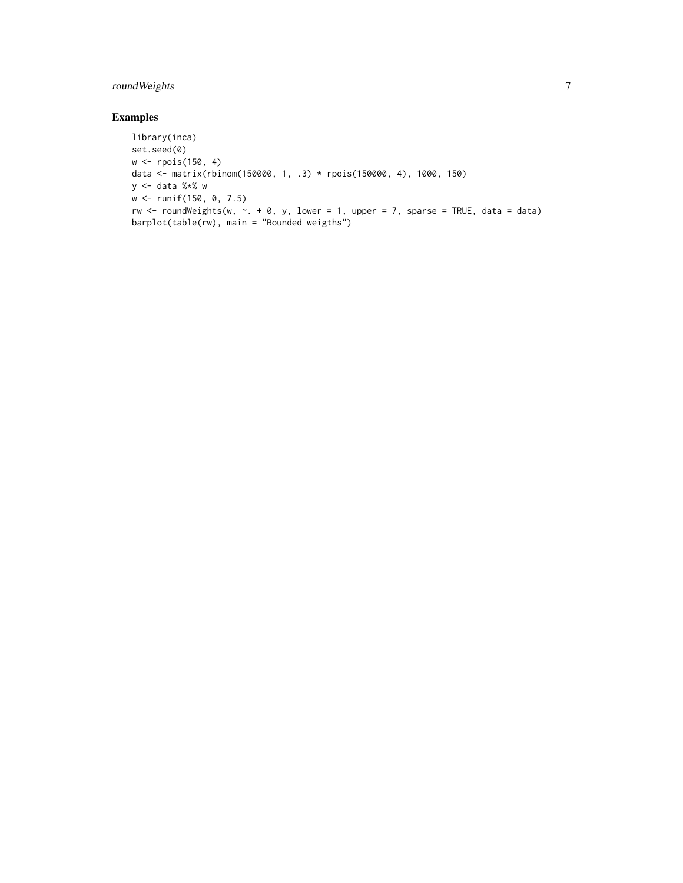## Examples

```
library(inca)
set.seed(0)
w <- rpois(150, 4)
data <- matrix(rbinom(150000, 1, .3) * rpois(150000, 4), 1000, 150)
y <- data %*% w
w <- runif(150, 0, 7.5)
rw <- roundWeights(w, ~. + 0, y, lower = 1, upper = 7, sparse = TRUE, data = data)
barplot(table(rw), main = "Rounded weigths")
```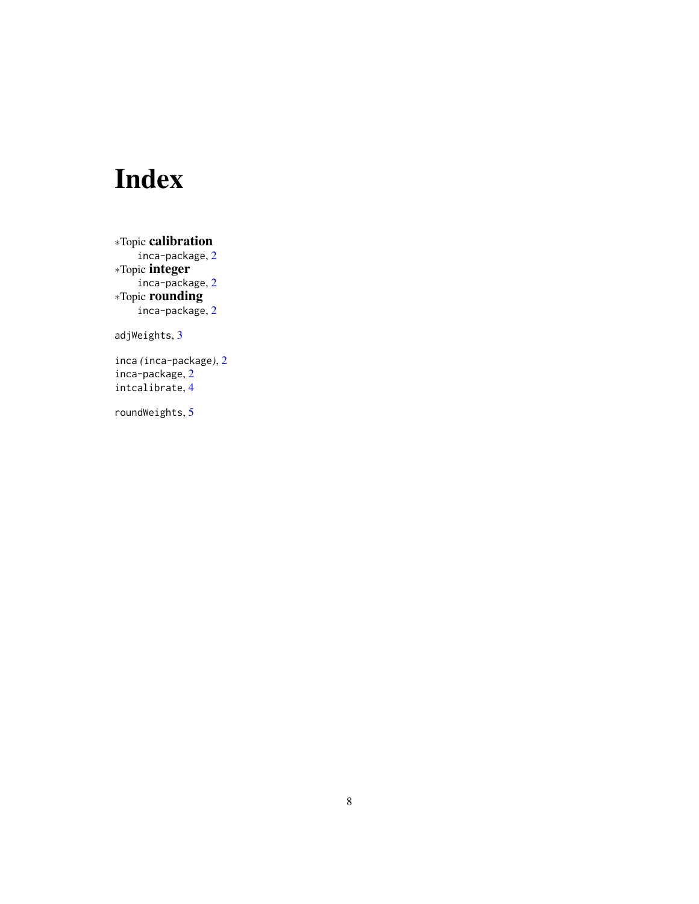# Index

∗Topic **calibration**
  inca-package, 2
∗Topic **integer**
  inca-package, 2
∗Topic **rounding**
  inca-package, 2

adjWeights, 3

inca *(*inca-package*)*, 2
inca-package, 2
intcalibrate, 4

roundWeights, 5